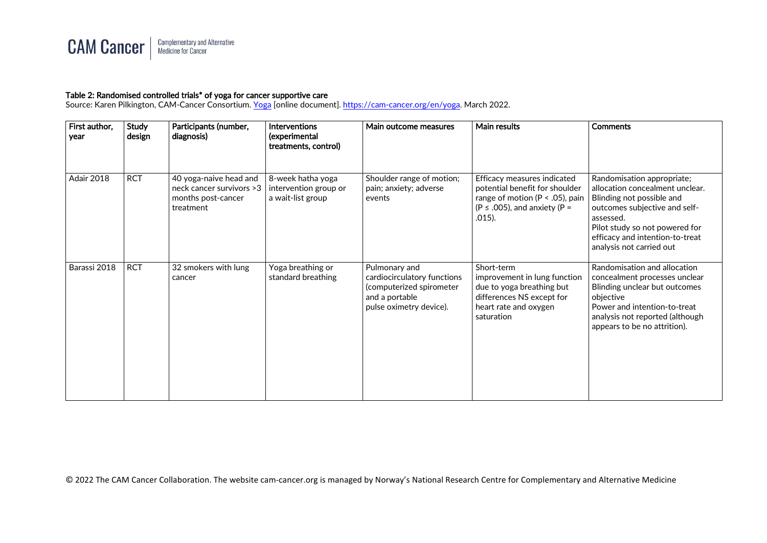**Table 2: Randomised controlled trials* of yoga for cancer supportive care**

Source: Karen Pilkington, CAM-Cancer Consortium. [Yoga](https://cam-cancer.org/en/yoga) [online document]. https://cam-cancer.org/en/yoga. March 2022.

| First author, year | Study design | Participants (number, diagnosis) | Interventions (experimental treatments, control) | Main outcome measures | Main results | Comments |
|---|---|---|---|---|---|---|
| Adair 2018 | RCT | 40 yoga-naive head and neck cancer survivors >3 months post-cancer treatment | 8-week hatha yoga intervention group or a wait-list group | Shoulder range of motion; pain; anxiety; adverse events | Efficacy measures indicated potential benefit for shoulder range of motion ($P < .05$), pain ($P \leq .005$), and anxiety ($P = .015$). | Randomisation appropriate; allocation concealment unclear. Blinding not possible and outcomes subjective and self-assessed. Pilot study so not powered for efficacy and intention-to-treat analysis not carried out |
| Barassi 2018 | RCT | 32 smokers with lung cancer | Yoga breathing or standard breathing | Pulmonary and cardiocirculatory functions (computerized spirometer and a portable pulse oximetry device). | Short-term improvement in lung function due to yoga breathing but differences NS except for heart rate and oxygen saturation | Randomisation and allocation concealment processes unclear Blinding unclear but outcomes objective Power and intention-to-treat analysis not reported (although appears to be no attrition). |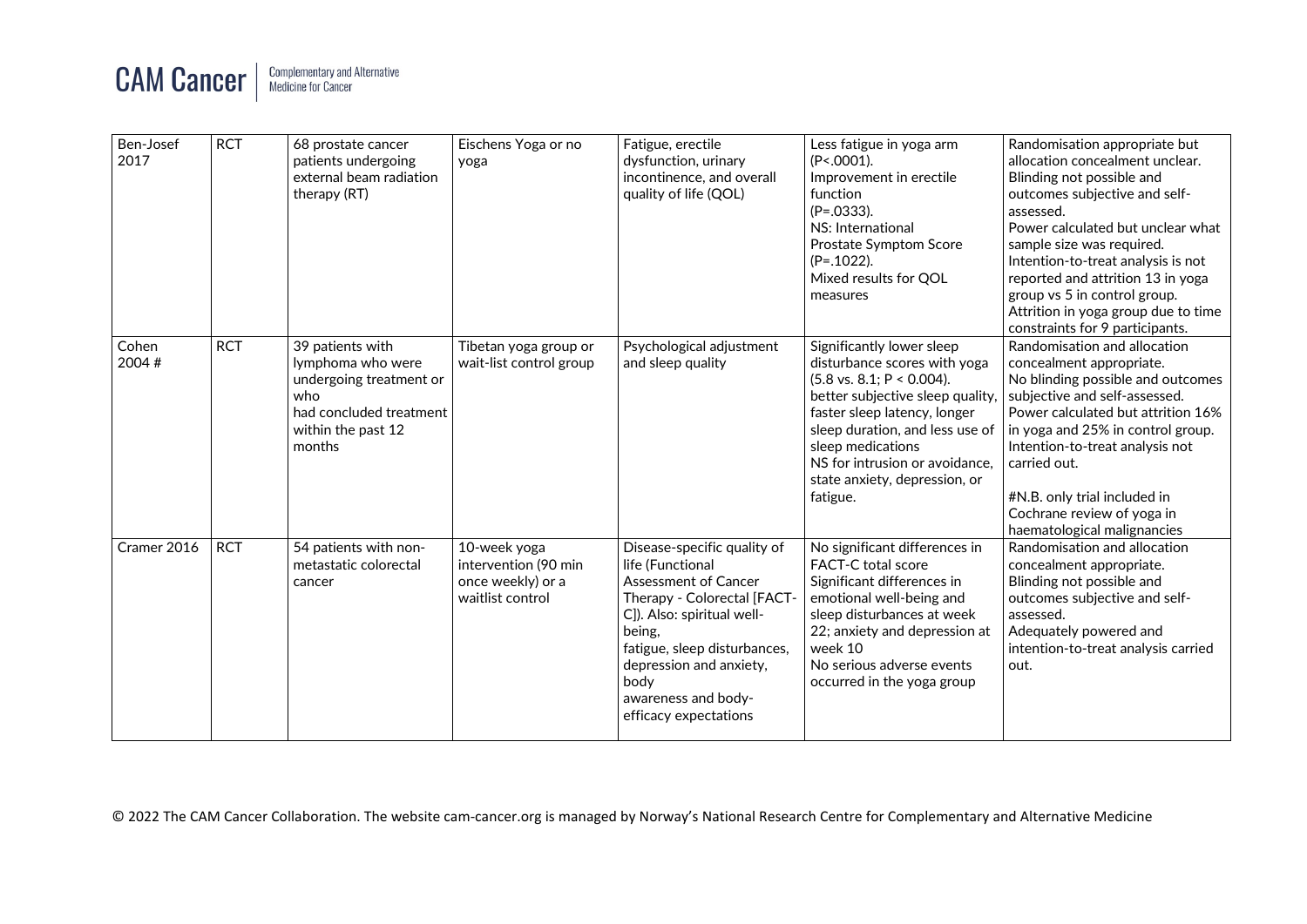| Ben-Josef 2017 | RCT | 68 prostate cancer patients undergoing external beam radiation therapy (RT) | Eischens Yoga or no yoga | Fatigue, erectile dysfunction, urinary incontinence, and overall quality of life (QOL) | Less fatigue in yoga arm (P<.0001). Improvement in erectile function (P=.0333). NS: International Prostate Symptom Score (P=.1022). Mixed results for QOL measures | Randomisation appropriate but allocation concealment unclear. Blinding not possible and outcomes subjective and self-assessed. Power calculated but unclear what sample size was required. Intention-to-treat analysis is not reported and attrition 13 in yoga group vs 5 in control group. Attrition in yoga group due to time constraints for 9 participants. |
|---|---|---|---|---|---|---|
| Cohen 2004 # | RCT | 39 patients with lymphoma who were undergoing treatment or who had concluded treatment within the past 12 months | Tibetan yoga group or wait-list control group | Psychological adjustment and sleep quality | Significantly lower sleep disturbance scores with yoga (5.8 vs. 8.1; P < 0.004). better subjective sleep quality, faster sleep latency, longer sleep duration, and less use of sleep medications NS for intrusion or avoidance, state anxiety, depression, or fatigue. | Randomisation and allocation concealment appropriate. No blinding possible and outcomes subjective and self-assessed. Power calculated but attrition 16% in yoga and 25% in control group. Intention-to-treat analysis not carried out.<br><br>#N.B. only trial included in Cochrane review of yoga in haematological malignancies |
| Cramer 2016 | RCT | 54 patients with non-metastatic colorectal cancer | 10-week yoga intervention (90 min once weekly) or a waitlist control | Disease-specific quality of life (Functional Assessment of Cancer Therapy - Colorectal [FACT-C]). Also: spiritual well-being, fatigue, sleep disturbances, depression and anxiety, body awareness and body-efficacy expectations | No significant differences in FACT-C total score Significant differences in emotional well-being and sleep disturbances at week 22; anxiety and depression at week 10 No serious adverse events occurred in the yoga group | Randomisation and allocation concealment appropriate. Blinding not possible and outcomes subjective and self-assessed. Adequately powered and intention-to-treat analysis carried out. |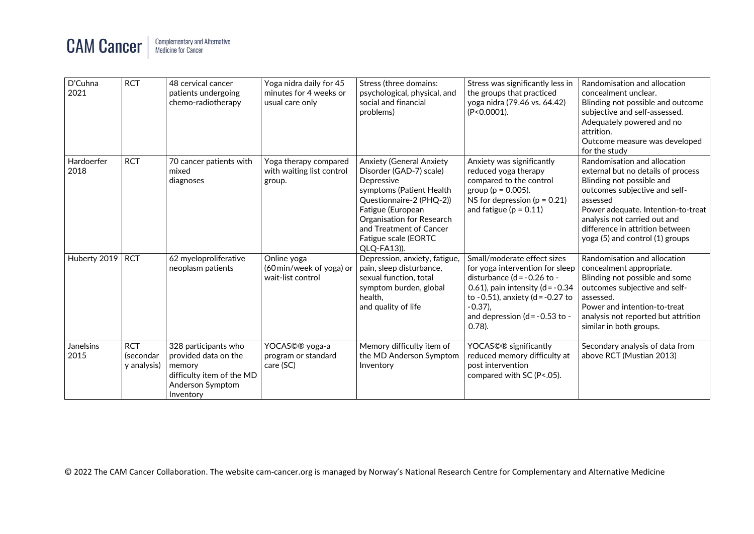| D'Cuhna 2021 | RCT | 48 cervical cancer patients undergoing chemo-radiotherapy | Yoga nidra daily for 45 minutes for 4 weeks or usual care only | Stress (three domains: psychological, physical, and social and financial problems) | Stress was significantly less in the groups that practiced yoga nidra (79.46 vs. 64.42) (P<0.0001). | Randomisation and allocation concealment unclear.<br>Blinding not possible and outcome subjective and self-assessed.<br>Adequately powered and no attrition.<br>Outcome measure was developed for the study |
|---|---|---|---|---|---|---|
| Hardoerfer 2018 | RCT | 70 cancer patients with mixed diagnoses | Yoga therapy compared with waiting list control group. | Anxiety (General Anxiety Disorder (GAD-7) scale)<br>Depressive symptoms (Patient Health Questionnaire-2 (PHQ-2))<br>Fatigue (European Organisation for Research and Treatment of Cancer Fatigue scale (EORTC QLQ-FA13)). | Anxiety was significantly reduced yoga therapy compared to the control group (p = 0.005).<br>NS for depression (p = 0.21) and fatigue (p = 0.11) | Randomisation and allocation external but no details of process<br>Blinding not possible and outcomes subjective and self-assessed<br>Power adequate. Intention-to-treat analysis not carried out and difference in attrition between yoga (5) and control (1) groups |
| Huberty 2019 | RCT | 62 myeloproliferative neoplasm patients | Online yoga (60 min/week of yoga) or wait-list control | Depression, anxiety, fatigue, pain, sleep disturbance, sexual function, total symptom burden, global health, and quality of life | Small/moderate effect sizes for yoga intervention for sleep disturbance (d = - 0.26 to - 0.61), pain intensity (d = - 0.34 to - 0.51), anxiety (d = - 0.27 to - 0.37), and depression (d = - 0.53 to - 0.78). | Randomisation and allocation concealment appropriate.<br>Blinding not possible and some outcomes subjective and self-assessed.<br>Power and intention-to-treat analysis not reported but attrition similar in both groups. |
| Janelsins 2015 | RCT (secondary analysis) | 328 participants who provided data on the memory difficulty item of the MD Anderson Symptom Inventory | YOCAS©® yoga-a program or standard care (SC) | Memory difficulty item of the MD Anderson Symptom Inventory | YOCAS©® significantly reduced memory difficulty at post intervention compared with SC (P<.05). | Secondary analysis of data from above RCT (Mustian 2013) |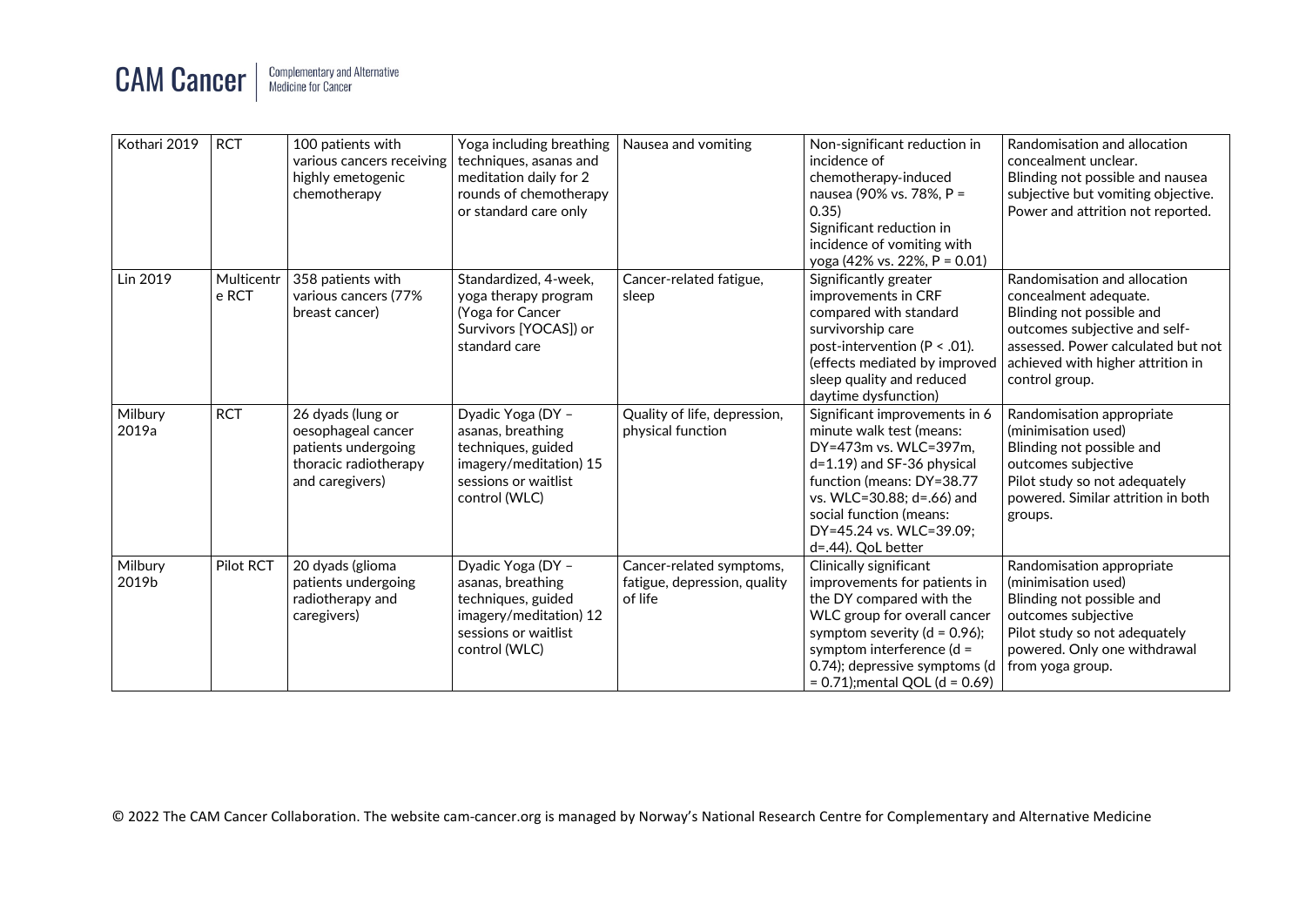| Kothari 2019 | RCT | 100 patients with various cancers receiving highly emetogenic chemotherapy | Yoga including breathing techniques, asanas and meditation daily for 2 rounds of chemotherapy or standard care only | Nausea and vomiting | Non-significant reduction in incidence of chemotherapy-induced nausea (90% vs. 78%, P = 0.35)<br>Significant reduction in incidence of vomiting with yoga (42% vs. 22%, P = 0.01) | Randomisation and allocation concealment unclear.<br>Blinding not possible and nausea subjective but vomiting objective.<br>Power and attrition not reported. |
|---|---|---|---|---|---|---|
| Lin 2019 | Multicentre RCT | 358 patients with various cancers (77% breast cancer) | Standardized, 4-week, yoga therapy program (Yoga for Cancer Survivors [YOCAS]) or standard care | Cancer-related fatigue, sleep | Significantly greater improvements in CRF compared with standard survivorship care post-intervention (P < .01). (effects mediated by improved sleep quality and reduced daytime dysfunction) | Randomisation and allocation concealment adequate.<br>Blinding not possible and outcomes subjective and self-assessed. Power calculated but not achieved with higher attrition in control group. |
| Milbury 2019a | RCT | 26 dyads (lung or oesophageal cancer patients undergoing thoracic radiotherapy and caregivers) | Dyadic Yoga (DY – asanas, breathing techniques, guided imagery/meditation) 15 sessions or waitlist control (WLC) | Quality of life, depression, physical function | Significant improvements in 6 minute walk test (means: DY=473m vs. WLC=397m, d=1.19) and SF-36 physical function (means: DY=38.77 vs. WLC=30.88; d=.66) and social function (means: DY=45.24 vs. WLC=39.09; d=.44). QoL better | Randomisation appropriate (minimisation used)<br>Blinding not possible and outcomes subjective<br>Pilot study so not adequately powered. Similar attrition in both groups. |
| Milbury 2019b | Pilot RCT | 20 dyads (glioma patients undergoing radiotherapy and caregivers) | Dyadic Yoga (DY – asanas, breathing techniques, guided imagery/meditation) 12 sessions or waitlist control (WLC) | Cancer-related symptoms, fatigue, depression, quality of life | Clinically significant improvements for patients in the DY compared with the WLC group for overall cancer symptom severity (d = 0.96); symptom interference (d = 0.74); depressive symptoms (d = 0.71);mental QOL (d = 0.69) | Randomisation appropriate (minimisation used)<br>Blinding not possible and outcomes subjective<br>Pilot study so not adequately powered. Only one withdrawal from yoga group. |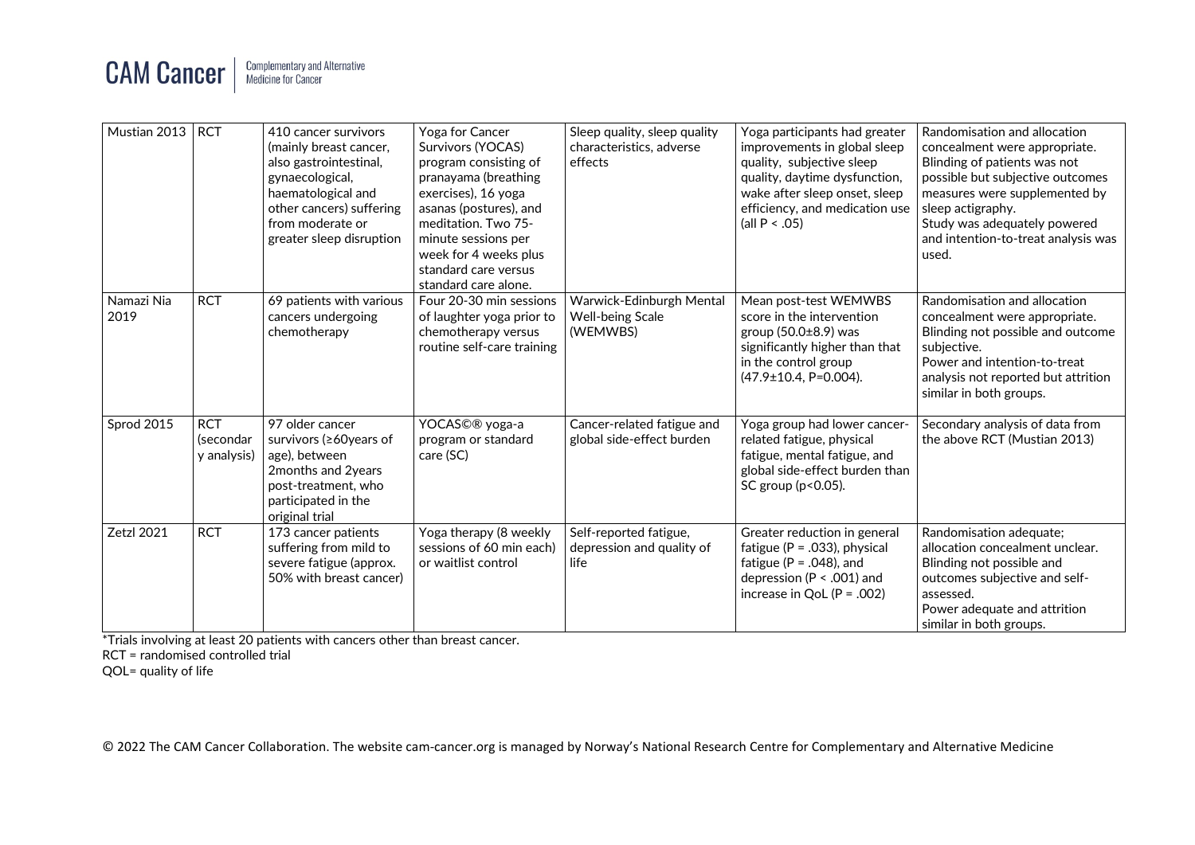| | | | | | | |
|---|---|---|---|---|---|---|
| Mustian 2013 | RCT | 410 cancer survivors (mainly breast cancer, also gastrointestinal, gynaecological, haematological and other cancers) suffering from moderate or greater sleep disruption | Yoga for Cancer Survivors (YOCAS) program consisting of pranayama (breathing exercises), 16 yoga asanas (postures), and meditation. Two 75-minute sessions per week for 4 weeks plus standard care versus standard care alone. | Sleep quality, sleep quality characteristics, adverse effects | Yoga participants had greater improvements in global sleep quality, subjective sleep quality, daytime dysfunction, wake after sleep onset, sleep efficiency, and medication use (all $P < .05$) | Randomisation and allocation concealment were appropriate. Blinding of patients was not possible but subjective outcomes measures were supplemented by sleep actigraphy. Study was adequately powered and intention-to-treat analysis was used. |
| Namazi Nia 2019 | RCT | 69 patients with various cancers undergoing chemotherapy | Four 20-30 min sessions of laughter yoga prior to chemotherapy versus routine self-care training | Warwick-Edinburgh Mental Well-being Scale (WEMWBS) | Mean post-test WEMWBS score in the intervention group (50.0±8.9) was significantly higher than that in the control group (47.9±10.4, P=0.004). | Randomisation and allocation concealment were appropriate. Blinding not possible and outcome subjective. Power and intention-to-treat analysis not reported but attrition similar in both groups. |
| Sprod 2015 | RCT (secondary analysis) | 97 older cancer survivors (≥60years of age), between 2months and 2years post-treatment, who participated in the original trial | YOCAS©® yoga-a program or standard care (SC) | Cancer-related fatigue and global side-effect burden | Yoga group had lower cancer-related fatigue, physical fatigue, mental fatigue, and global side-effect burden than SC group ($p<0.05$). | Secondary analysis of data from the above RCT (Mustian 2013) |
| Zetzl 2021 | RCT | 173 cancer patients suffering from mild to severe fatigue (approx. 50% with breast cancer) | Yoga therapy (8 weekly sessions of 60 min each) or waitlist control | Self-reported fatigue, depression and quality of life | Greater reduction in general fatigue ($P = .033$), physical fatigue ($P = .048$), and depression ($P < .001$) and increase in QoL ($P = .002$) | Randomisation adequate; allocation concealment unclear. Blinding not possible and outcomes subjective and self-assessed. Power adequate and attrition similar in both groups. |

*Trials involving at least 20 patients with cancers other than breast cancer.

RCT = randomised controlled trial

QOL= quality of life

© 2022 The CAM Cancer Collaboration. The website cam-cancer.org is managed by Norway's National Research Centre for Complementary and Alternative Medicine